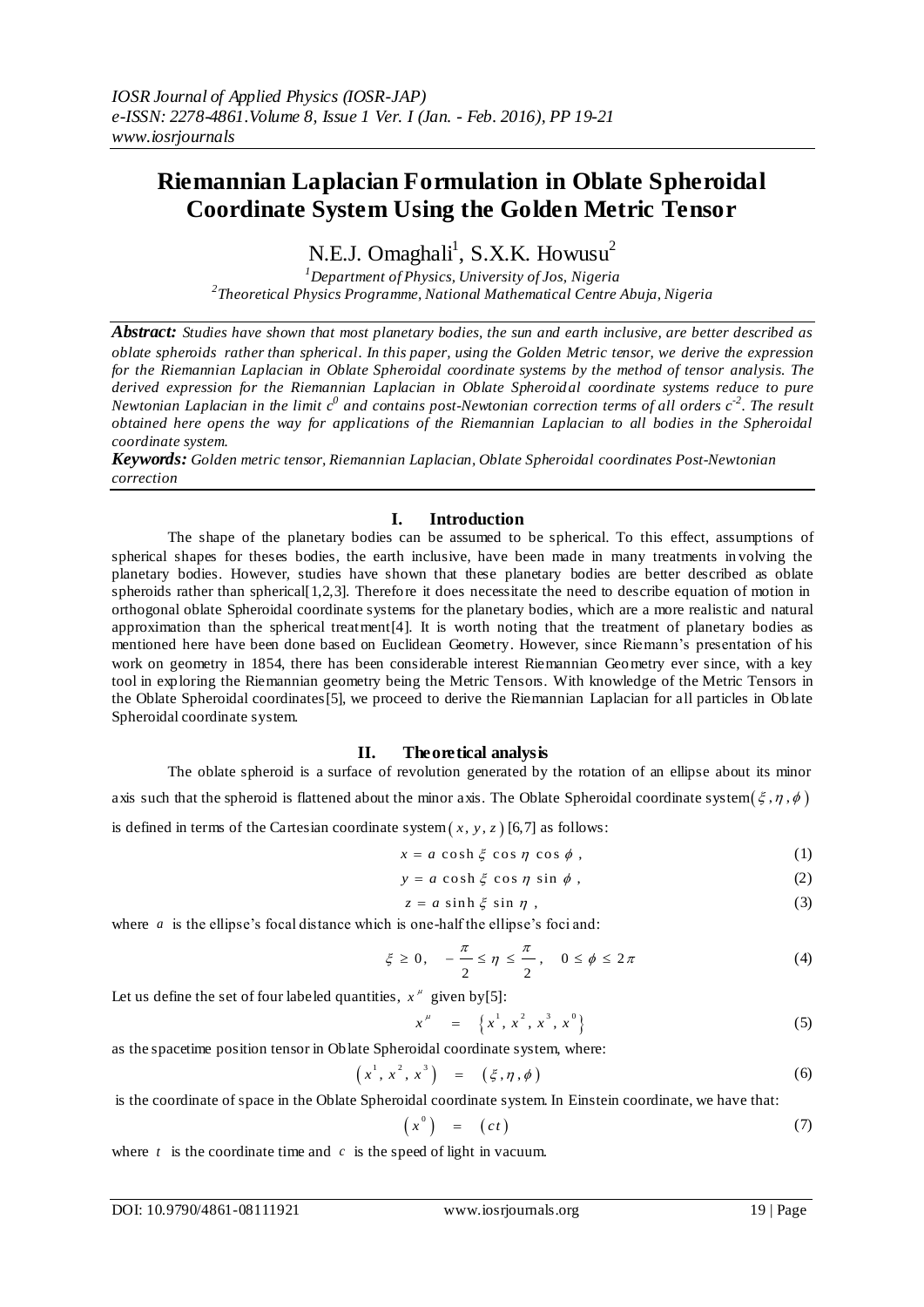# Riemannian Laplacian Formulation in Oblate Spheroidal Coordinate System Using the Golden Metric Tensor

N.E.J. Omaghali[1], S.X.K. Howusu[2]

[1]*Department of Physics, University of Jos, Nigeria*
[2]*Theoretical Physics Programme, National Mathematical Centre Abuja, Nigeria*

***Abstract:*** *Studies have shown that most planetary bodies, the sun and earth inclusive, are better described as oblate spheroids rather than spherical. In this paper, using the Golden Metric tensor, we derive the expression for the Riemannian Laplacian in Oblate Spheroidal coordinate systems by the method of tensor analysis. The derived expression for the Riemannian Laplacian in Oblate Spheroidal coordinate systems reduce to pure Newtonian Laplacian in the limit $c^0$ and contains post-Newtonian correction terms of all orders $c^{-2}$. The result obtained here opens the way for applications of the Riemannian Laplacian to all bodies in the Spheroidal coordinate system.*

***Keywords:*** *Golden metric tensor, Riemannian Laplacian, Oblate Spheroidal coordinates Post-Newtonian correction*

## I. Introduction

The shape of the planetary bodies can be assumed to be spherical. To this effect, assumptions of spherical shapes for theses bodies, the earth inclusive, have been made in many treatments involving the planetary bodies. However, studies have shown that these planetary bodies are better described as oblate spheroids rather than spherical[1,2,3]. Therefore it does necessitate the need to describe equation of motion in orthogonal oblate Spheroidal coordinate systems for the planetary bodies, which are a more realistic and natural approximation than the spherical treatment[4]. It is worth noting that the treatment of planetary bodies as mentioned here have been done based on Euclidean Geometry. However, since Riemann's presentation of his work on geometry in 1854, there has been considerable interest Riemannian Geometry ever since, with a key tool in exploring the Riemannian geometry being the Metric Tensors. With knowledge of the Metric Tensors in the Oblate Spheroidal coordinates[5], we proceed to derive the Riemannian Laplacian for all particles in Oblate Spheroidal coordinate system.

## II. Theoretical analysis

The oblate spheroid is a surface of revolution generated by the rotation of an ellipse about its minor axis such that the spheroid is flattened about the minor axis. The Oblate Spheroidal coordinate system $(\xi, \eta, \phi)$ is defined in terms of the Cartesian coordinate system $(x, y, z)$ [6,7] as follows:

$$x = a \cosh \xi \cos \eta \cos \phi , \tag{1}$$

$$y = a \cosh \xi \cos \eta \sin \phi , \tag{2}$$

$$z = a \sinh \xi \sin \eta , \tag{3}$$

where $a$ is the ellipse's focal distance which is one-half the ellipse's foci and:

$$\xi \geq 0, \quad -\frac{\pi}{2} \leq \eta \leq \frac{\pi}{2}, \quad 0 \leq \phi \leq 2\pi \tag{4}$$

Let us define the set of four labeled quantities, $x^{\mu}$ given by[5]:

$$x^{\mu} = \left\{ x^1, x^2, x^3, x^0 \right\} \tag{5}$$

as the spacetime position tensor in Oblate Spheroidal coordinate system, where:

$$\left( x^1, x^2, x^3 \right) = \left( \xi, \eta, \phi \right) \tag{6}$$

is the coordinate of space in the Oblate Spheroidal coordinate system. In Einstein coordinate, we have that:

$$\left( x^0 \right) = \left( ct \right) \tag{7}$$

where $t$ is the coordinate time and $c$ is the speed of light in vacuum.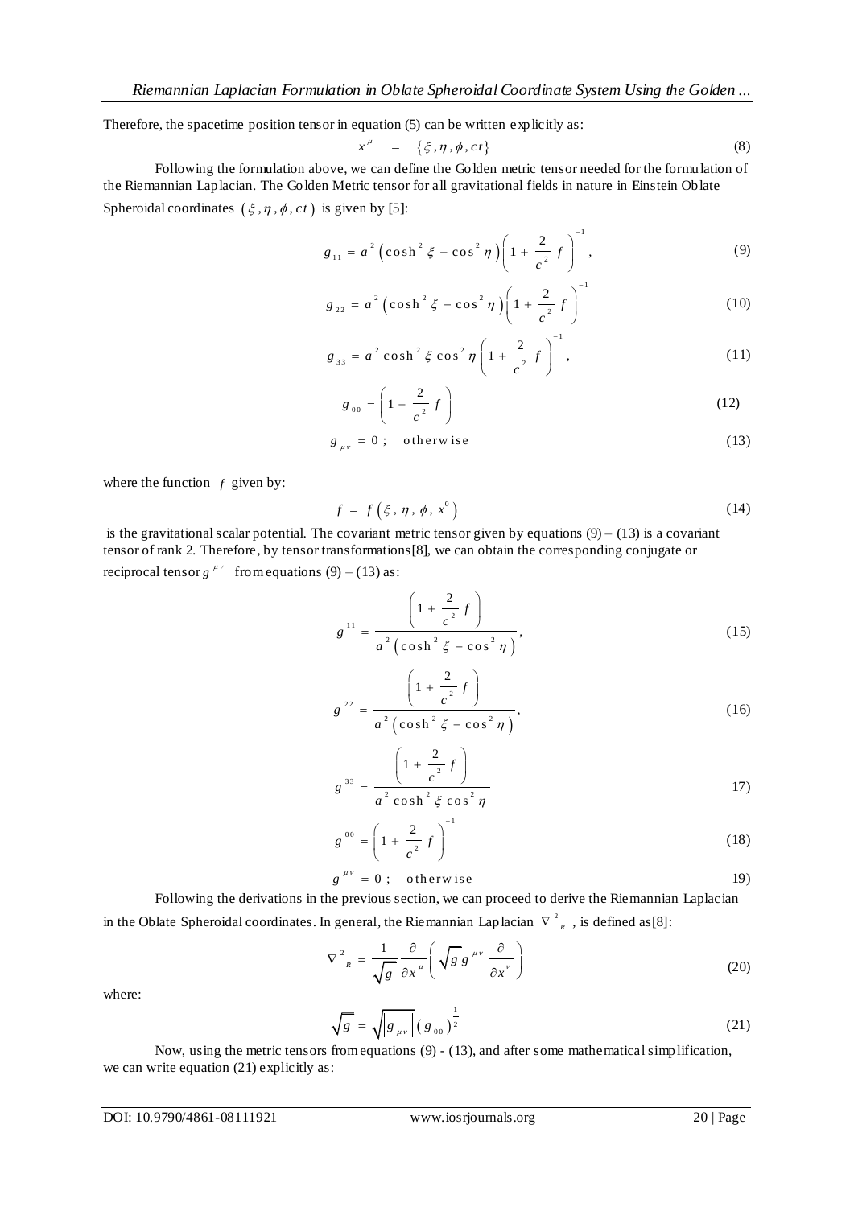Therefore, the spacetime position tensor in equation (5) can be written explicitly as:

$$x^{\mu} \quad = \quad \{\xi, \eta, \phi, ct\} \tag{8}$$

Following the formulation above, we can define the Golden metric tensor needed for the formulation of the Riemannian Laplacian. The Golden Metric tensor for all gravitational fields in nature in Einstein Oblate Spheroidal coordinates $(\xi, \eta, \phi, ct)$ is given by [5]:

$$g_{11} = a^{2}\left(\cosh^{2}\xi - \cos^{2}\eta\right)\left(1 + \frac{2}{c^{2}}f\right)^{-1}, \tag{9}$$

$$g_{22} = a^{2}\left(\cosh^{2}\xi - \cos^{2}\eta\right)\left(1 + \frac{2}{c^{2}}f\right)^{-1} \tag{10}$$

$$g_{33} = a^{2}\cosh^{2}\xi\cos^{2}\eta\left(1 + \frac{2}{c^{2}}f\right)^{-1}, \tag{11}$$

$$g_{00} = \left(1 + \frac{2}{c^{2}}f\right) \tag{12}$$

$$g_{\mu\nu} = 0; \quad \text{otherwise} \tag{13}$$

where the function $f$ given by:

$$f = f\left(\xi, \eta, \phi, x^{0}\right) \tag{14}$$

is the gravitational scalar potential. The covariant metric tensor given by equations (9) – (13) is a covariant tensor of rank 2. Therefore, by tensor transformations[8], we can obtain the corresponding conjugate or reciprocal tensor $g^{\mu\nu}$ from equations (9) – (13) as:

$$g^{11} = \frac{\left(1 + \frac{2}{c^{2}}f\right)}{a^{2}\left(\cosh^{2}\xi - \cos^{2}\eta\right)}, \tag{15}$$

$$g^{22} = \frac{\left(1 + \frac{2}{c^{2}}f\right)}{a^{2}\left(\cosh^{2}\xi - \cos^{2}\eta\right)}, \tag{16}$$

$$g^{33} = \frac{\left(1 + \frac{2}{c^{2}}f\right)}{a^{2}\cosh^{2}\xi\cos^{2}\eta} \tag{17}$$

$$g^{00} = \left(1 + \frac{2}{c^{2}}f\right)^{-1} \tag{18}$$

$$g^{\mu\nu} = 0; \quad \text{otherwise} \tag{19}$$

Following the derivations in the previous section, we can proceed to derive the Riemannian Laplacian in the Oblate Spheroidal coordinates. In general, the Riemannian Laplacian $\nabla^{2}_{R}$, is defined as[8]:

$$\nabla^{2}_{R} = \frac{1}{\sqrt{g}}\frac{\partial}{\partial x^{\mu}}\left(\sqrt{g}\, g^{\mu\nu}\frac{\partial}{\partial x^{\nu}}\right) \tag{20}$$

where:

$$\sqrt{g} = \sqrt{\left|g_{\mu\nu}\right|}\left(g_{00}\right)^{\frac{1}{2}} \tag{21}$$

Now, using the metric tensors from equations (9) - (13), and after some mathematical simplification, we can write equation (21) explicitly as: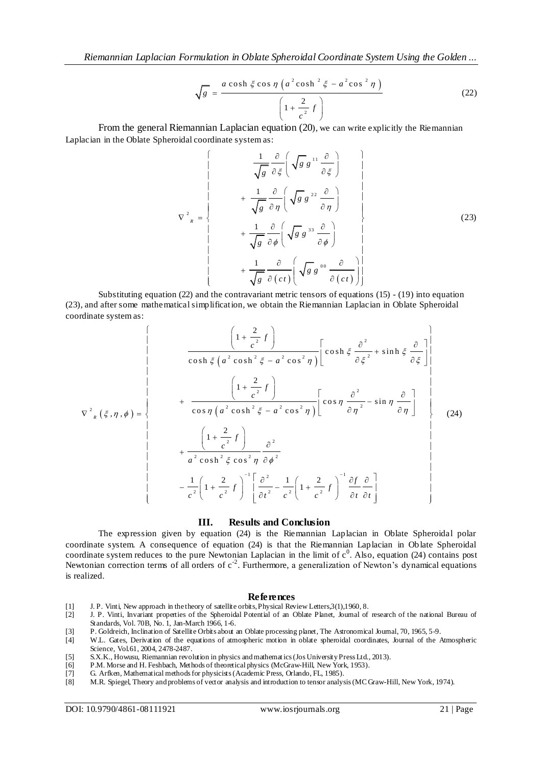$$\sqrt{g} = \frac{a \cosh \xi \cos \eta \left( a^2 \cosh^2 \xi - a^2 \cos^2 \eta \right)}{\left( 1 + \frac{2}{c^2} f \right)} \tag{22}$$

From the general Riemannian Laplacian equation (20), we can write explicitly the Riemannian Laplacian in the Oblate Spheroidal coordinate system as:

$$\nabla^2_R = \left\{ \begin{array}{l} \frac{1}{\sqrt{g}} \frac{\partial}{\partial \xi} \left( \sqrt{g} g^{11} \frac{\partial}{\partial \xi} \right) \\ + \frac{1}{\sqrt{g}} \frac{\partial}{\partial \eta} \left( \sqrt{g} g^{22} \frac{\partial}{\partial \eta} \right) \\ + \frac{1}{\sqrt{g}} \frac{\partial}{\partial \phi} \left( \sqrt{g} g^{33} \frac{\partial}{\partial \phi} \right) \\ + \frac{1}{\sqrt{g}} \frac{\partial}{\partial (ct)} \left( \sqrt{g} g^{00} \frac{\partial}{\partial (ct)} \right) \end{array} \right\} \tag{23}$$

Substituting equation (22) and the contravariant metric tensors of equations (15) - (19) into equation (23), and after some mathematical simplification, we obtain the Riemannian Laplacian in Oblate Spheroidal coordinate system as:

$$\nabla^2_R (\xi, \eta, \phi) = \left\{ \begin{array}{l} \frac{\left( 1 + \frac{2}{c^2} f \right)}{\cosh \xi \left( a^2 \cosh^2 \xi - a^2 \cos^2 \eta \right)} \left[ \cosh \xi \frac{\partial^2}{\partial \xi^2} + \sinh \xi \frac{\partial}{\partial \xi} \right] \\ + \frac{\left( 1 + \frac{2}{c^2} f \right)}{\cos \eta \left( a^2 \cosh^2 \xi - a^2 \cos^2 \eta \right)} \left[ \cos \eta \frac{\partial^2}{\partial \eta^2} - \sin \eta \frac{\partial}{\partial \eta} \right] \\ + \frac{\left( 1 + \frac{2}{c^2} f \right)}{a^2 \cosh^2 \xi \cos^2 \eta} \frac{\partial^2}{\partial \phi^2} \\ - \frac{1}{c^2} \left( 1 + \frac{2}{c^2} f \right)^{-1} \left[ \frac{\partial^2}{\partial t^2} - \frac{1}{c^2} \left( 1 + \frac{2}{c^2} f \right)^{-1} \frac{\partial f}{\partial t} \frac{\partial}{\partial t} \right] \end{array} \right\} \tag{24}$$

## III. Results and Conclusion

The expression given by equation (24) is the Riemannian Laplacian in Oblate Spheroidal polar coordinate system. A consequence of equation (24) is that the Riemannian Laplacian in Oblate Spheroidal coordinate system reduces to the pure Newtonian Laplacian in the limit of $c^0$. Also, equation (24) contains post Newtonian correction terms of all orders of $c^{-2}$. Furthermore, a generalization of Newton's dynamical equations is realized.

## References

[1] J. P. Vinti, New approach in the theory of satellite orbits, Physical Review Letters,3(1),1960, 8.

[2] J. P. Vinti, Invariant properties of the Spheroidal Potential of an Oblate Planet, Journal of research of the national Bureau of Standards, Vol. 70B, No. 1, Jan-March 1966, 1-6.

[3] P. Goldreich, Inclination of Satellite Orbits about an Oblate processing planet, The Astronomical Journal, 70, 1965, 5-9.

[4] W.L. Gates, Derivation of the equations of atmospheric motion in oblate spheroidal coordinates, Journal of the Atmospheric Science, Vol.61, 2004, 2478-2487.

[5] S.X.K., Howusu, Riemannian revolution in physics and mathematics (Jos University Press Ltd., 2013).

[6] P.M. Morse and H. Feshbach, Methods of theoretical physics (McGraw-Hill, New York, 1953).

[7] G. Arfken, Mathematical methods for physicists (Academic Press, Orlando, FL, 1985).

[8] M.R. Spiegel, Theory and problems of vector analysis and introduction to tensor analysis (MC Graw-Hill, New York, 1974).